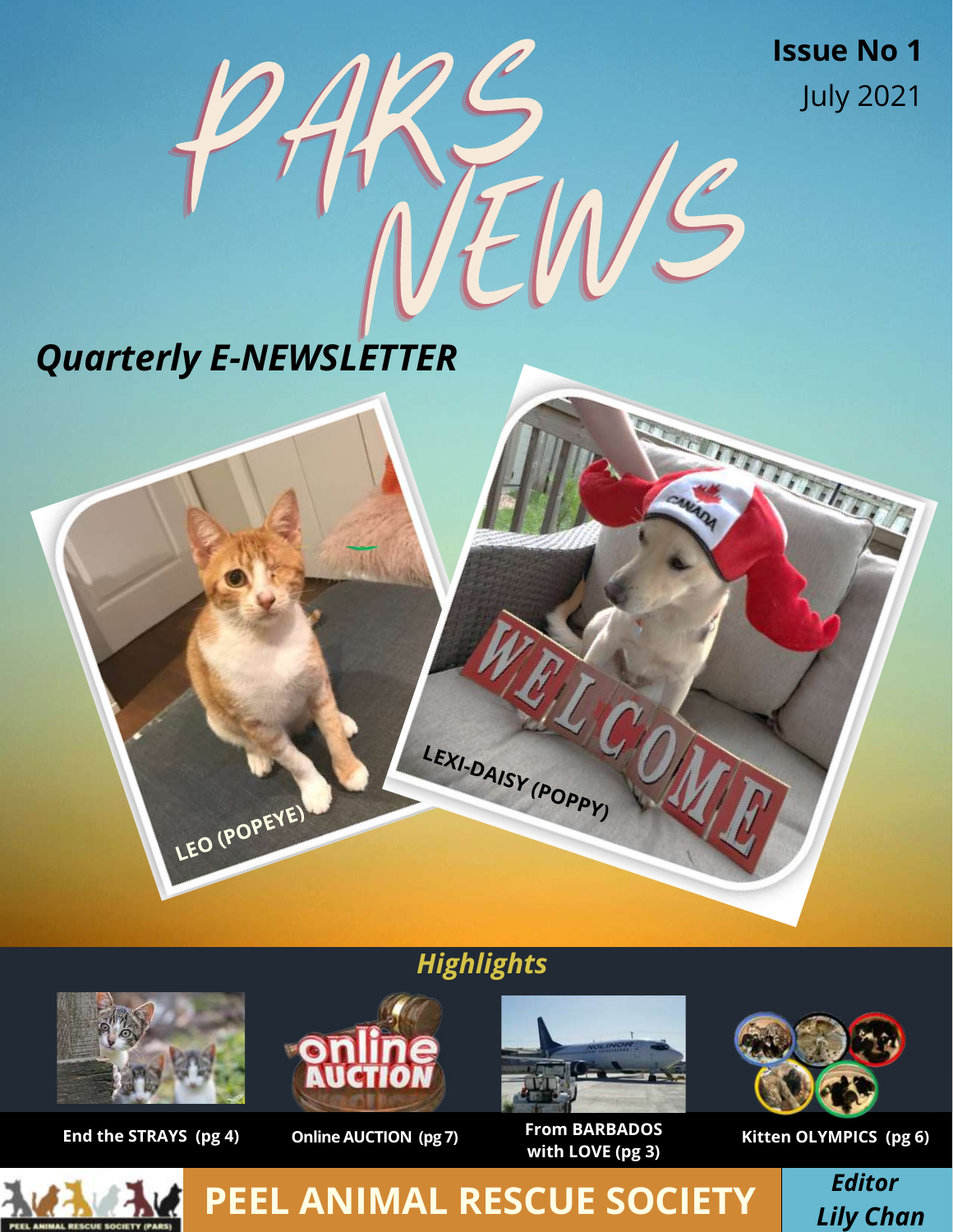# PARS NEWS

**Issue No 1**
July 2021

*Quarterly E-NEWSLETTER*

LEO (POPEYE)

LEXI-DAISY (POPPY)

## *Highlights*

- **End the STRAYS (pg 4)**
- **Online AUCTION (pg 7)**
- **From BARBADOS with LOVE (pg 3)**
- **Kitten OLYMPICS (pg 6)**

**PEEL ANIMAL RESCUE SOCIETY**

*Editor Lily Chan*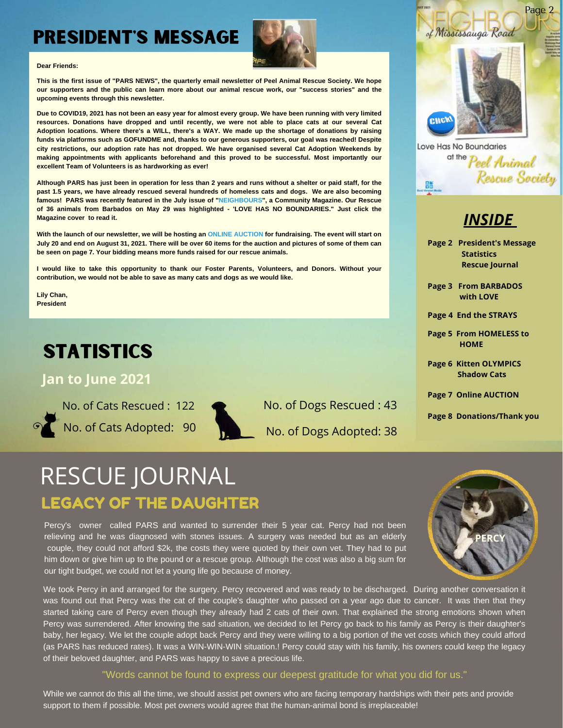# PRESIDENT'S MESSAGE

**Dear Friends:**

**This is the first issue of "PARS NEWS", the quarterly email newsletter of Peel Animal Rescue Society. We hope our supporters and the public can learn more about our animal rescue work, our "success stories" and the upcoming events through this newsletter.**

**Due to COVID19, 2021 has not been an easy year for almost every group. We have been running with very limited resources. Donations have dropped and until recently, we were not able to place cats at our several Cat Adoption locations. Where there's a WILL, there's a WAY. We made up the shortage of donations by raising funds via platforms such as GOFUNDME and, thanks to our generous supporters, our goal was reached! Despite city restrictions, our adoption rate has not dropped. We have organised several Cat Adoption Weekends by making appointments with applicants beforehand and this proved to be successful. Most importantly our excellent Team of Volunteers is as hardworking as ever!**

**Although PARS has just been in operation for less than 2 years and runs without a shelter or paid staff, for the past 1.5 years, we have already rescued several hundreds of homeless cats and dogs. We are also becoming famous! PARS was recently featured in the July issue of "NEIGHBOURS", a Community Magazine. Our Rescue of 36 animals from Barbados on May 29 was highlighted - 'LOVE HAS NO BOUNDARIES." Just click the Magazine cover to read it.**

**With the launch of our newsletter, we will be hosting an ONLINE AUCTION for fundraising. The event will start on July 20 and end on August 31, 2021. There will be over 60 items for the auction and pictures of some of them can be seen on page 7. Your bidding means more funds raised for our rescue animals.**

**I would like to take this opportunity to thank our Foster Parents, Volunteers, and Donors. Without your contribution, we would not be able to save as many cats and dogs as we would like.**

**Lily Chan,**
**President**

NEIGHBOURS of Mississauga Road

Click!

Love Has No Boundaries at the Peel Animal Rescue Society

## *INSIDE*

- **Page 2 President's Message, Statistics, Rescue Journal**
- **Page 3 From BARBADOS with LOVE**
- **Page 4 End the STRAYS**
- **Page 5 From HOMELESS to HOME**
- **Page 6 Kitten OLYMPICS, Shadow Cats**
- **Page 7 Online AUCTION**
- **Page 8 Donations/Thank you**

# STATISTICS

## Jan to June 2021

No. of Cats Rescued : 122
No. of Cats Adopted: 90

No. of Dogs Rescued : 43
No. of Dogs Adopted: 38

# RESCUE JOURNAL

## LEGACY OF THE DAUGHTER

PERCY

Percy's owner called PARS and wanted to surrender their 5 year cat. Percy had not been relieving and he was diagnosed with stones issues. A surgery was needed but as an elderly couple, they could not afford $2k, the costs they were quoted by their own vet. They had to put him down or give him up to the pound or a rescue group. Although the cost was also a big sum for our tight budget, we could not let a young life go because of money.

We took Percy in and arranged for the surgery. Percy recovered and was ready to be discharged. During another conversation it was found out that Percy was the cat of the couple's daughter who passed on a year ago due to cancer. It was then that they started taking care of Percy even though they already had 2 cats of their own. That explained the strong emotions shown when Percy was surrendered. After knowing the sad situation, we decided to let Percy go back to his family as Percy is their daughter's baby, her legacy. We let the couple adopt back Percy and they were willing to a big portion of the vet costs which they could afford (as PARS has reduced rates). It was a WIN-WIN-WIN situation.! Percy could stay with his family, his owners could keep the legacy of their beloved daughter, and PARS was happy to save a precious life.

"Words cannot be found to express our deepest gratitude for what you did for us."

While we cannot do this all the time, we should assist pet owners who are facing temporary hardships with their pets and provide support to them if possible. Most pet owners would agree that the human-animal bond is irreplaceable!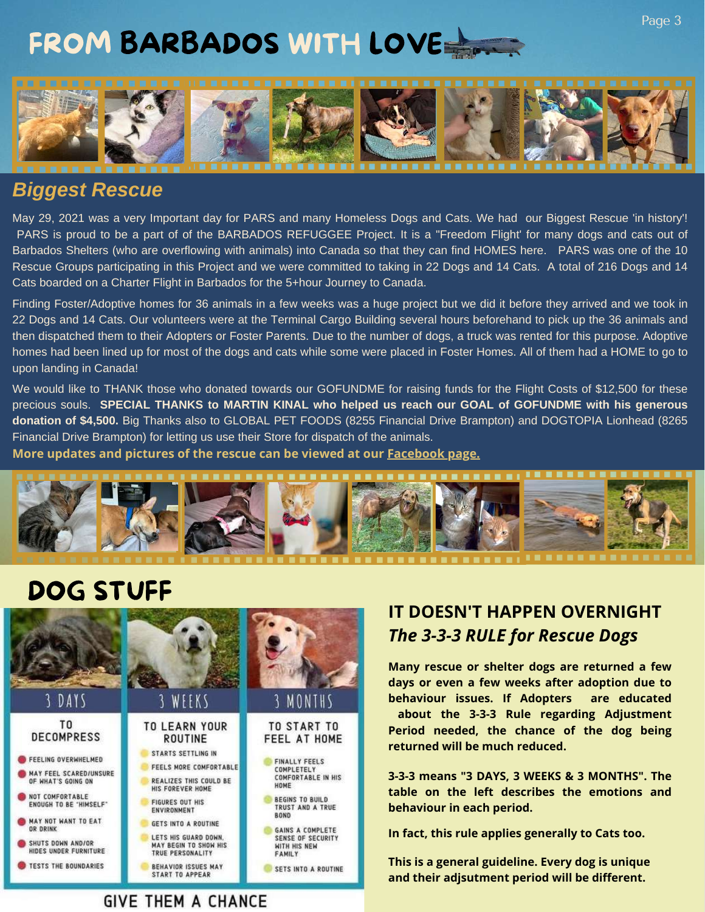# FROM BARBADOS WITH LOVE

## *Biggest Rescue*

May 29, 2021 was a very Important day for PARS and many Homeless Dogs and Cats. We had our Biggest Rescue 'in history'! PARS is proud to be a part of of the BARBADOS REFUGGEE Project. It is a "Freedom Flight' for many dogs and cats out of Barbados Shelters (who are overflowing with animals) into Canada so that they can find HOMES here. PARS was one of the 10 Rescue Groups participating in this Project and we were committed to taking in 22 Dogs and 14 Cats. A total of 216 Dogs and 14 Cats boarded on a Charter Flight in Barbados for the 5+hour Journey to Canada.

Finding Foster/Adoptive homes for 36 animals in a few weeks was a huge project but we did it before they arrived and we took in 22 Dogs and 14 Cats. Our volunteers were at the Terminal Cargo Building several hours beforehand to pick up the 36 animals and then dispatched them to their Adopters or Foster Parents. Due to the number of dogs, a truck was rented for this purpose. Adoptive homes had been lined up for most of the dogs and cats while some were placed in Foster Homes. All of them had a HOME to go to upon landing in Canada!

We would like to THANK those who donated towards our GOFUNDME for raising funds for the Flight Costs of $12,500 for these precious souls. **SPECIAL THANKS to MARTIN KINAL who helped us reach our GOAL of GOFUNDME with his generous donation of $4,500.** Big Thanks also to GLOBAL PET FOODS (8255 Financial Drive Brampton) and DOGTOPIA Lionhead (8265 Financial Drive Brampton) for letting us use their Store for dispatch of the animals.

**More updates and pictures of the rescue can be viewed at our Facebook page.**

# DOG STUFF

| 3 DAYS | 3 WEEKS | 3 MONTHS |
|---|---|---|
| TO DECOMPRESS | TO LEARN YOUR ROUTINE | TO START TO FEEL AT HOME |
| FEELING OVERWHELMED | STARTS SETTLING IN | FINALLY FEELS COMPLETELY COMFORTABLE IN HIS HOME |
| MAY FEEL SCARED/UNSURE OF WHAT'S GOING ON | FEELS MORE COMFORTABLE | BEGINS TO BUILD TRUST AND A TRUE BOND |
| NOT COMFORTABLE ENOUGH TO BE "HIMSELF" | REALIZES THIS COULD BE HIS FOREVER HOME | GAINS A COMPLETE SENSE OF SECURITY WITH HIS NEW FAMILY |
| MAY NOT WANT TO EAT OR DRINK | FIGURES OUT HIS ENVIRONMENT | SETS INTO A ROUTINE |
| SHUTS DOWN AND/OR HIDES UNDER FURNITURE | GETS INTO A ROUTINE | |
| TESTS THE BOUNDARIES | LETS HIS GUARD DOWN, MAY BEGIN TO SHOW HIS TRUE PERSONALITY | |
| | BEHAVIOR ISSUES MAY START TO APPEAR | |

GIVE THEM A CHANCE

## IT DOESN'T HAPPEN OVERNIGHT
### *The 3-3-3 RULE for Rescue Dogs*

**Many rescue or shelter dogs are returned a few days or even a few weeks after adoption due to behaviour issues. If Adopters are educated about the 3-3-3 Rule regarding Adjustment Period needed, the chance of the dog being returned will be much reduced.**

**3-3-3 means "3 DAYS, 3 WEEKS & 3 MONTHS". The table on the left describes the emotions and behaviour in each period.**

**In fact, this rule applies generally to Cats too.**

**This is a general guideline. Every dog is unique and their adjsutment period will be different.**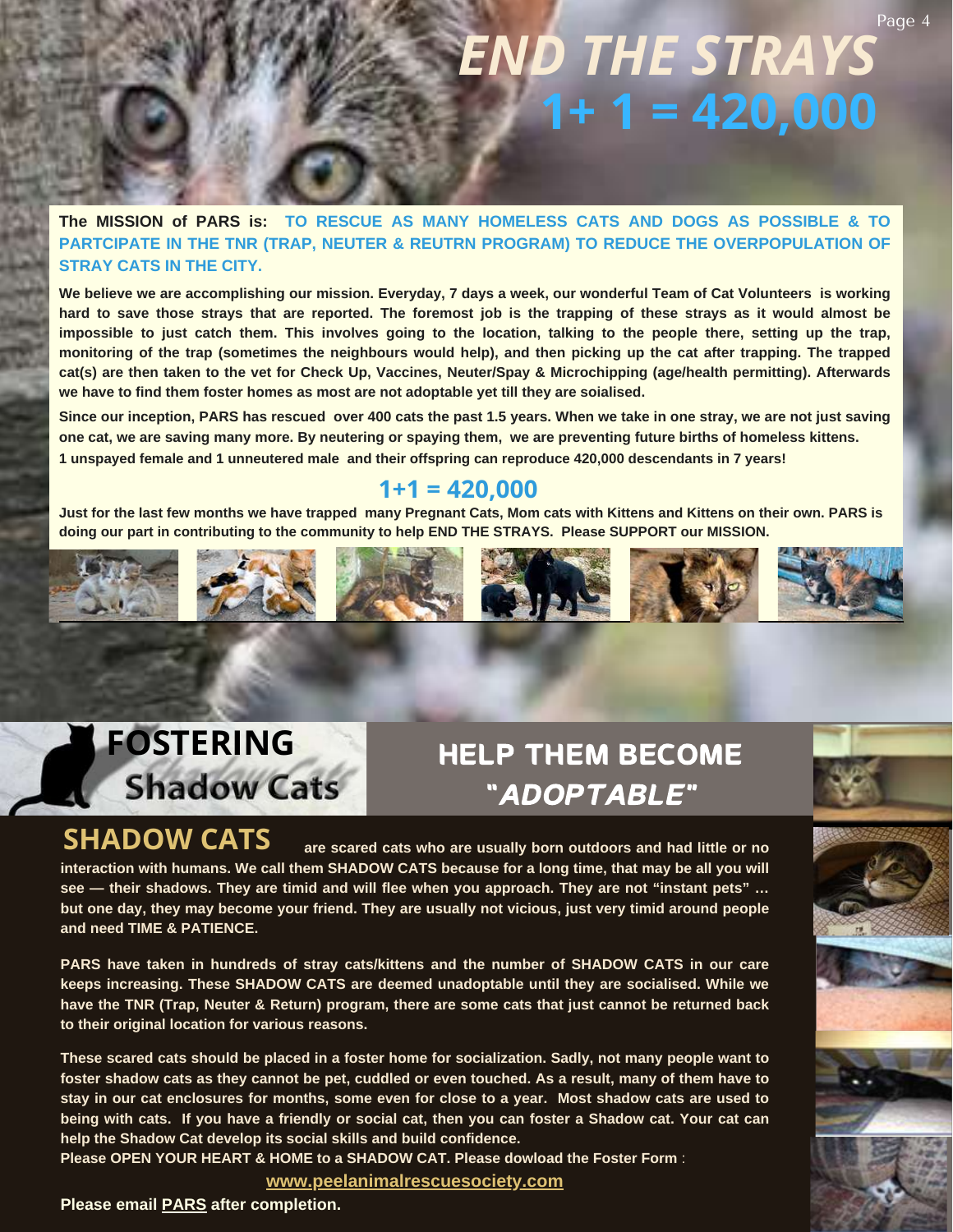# *END THE STRAYS*

# 1+ 1 = 420,000

**The MISSION of PARS is: TO RESCUE AS MANY HOMELESS CATS AND DOGS AS POSSIBLE & TO PARTCIPATE IN THE TNR (TRAP, NEUTER & REUTRN PROGRAM) TO REDUCE THE OVERPOPULATION OF STRAY CATS IN THE CITY.**

**We believe we are accomplishing our mission. Everyday, 7 days a week, our wonderful Team of Cat Volunteers is working hard to save those strays that are reported. The foremost job is the trapping of these strays as it would almost be impossible to just catch them. This involves going to the location, talking to the people there, setting up the trap, monitoring of the trap (sometimes the neighbours would help), and then picking up the cat after trapping. The trapped cat(s) are then taken to the vet for Check Up, Vaccines, Neuter/Spay & Microchipping (age/health permitting). Afterwards we have to find them foster homes as most are not adoptable yet till they are soialised.**

**Since our inception, PARS has rescued over 400 cats the past 1.5 years. When we take in one stray, we are not just saving one cat, we are saving many more. By neutering or spaying them, we are preventing future births of homeless kittens. 1 unspayed female and 1 unneutered male and their offspring can reproduce 420,000 descendants in 7 years!**

## 1+1 = 420,000

**Just for the last few months we have trapped many Pregnant Cats, Mom cats with Kittens and Kittens on their own. PARS is doing our part in contributing to the community to help END THE STRAYS. Please SUPPORT our MISSION.**

# FOSTERING Shadow Cats

## HELP THEM BECOME "*ADOPTABLE*"

**SHADOW CATS are scared cats who are usually born outdoors and had little or no interaction with humans. We call them SHADOW CATS because for a long time, that may be all you will see — their shadows. They are timid and will flee when you approach. They are not "instant pets" … but one day, they may become your friend. They are usually not vicious, just very timid around people and need TIME & PATIENCE.**

**PARS have taken in hundreds of stray cats/kittens and the number of SHADOW CATS in our care keeps increasing. These SHADOW CATS are deemed unadoptable until they are socialised. While we have the TNR (Trap, Neuter & Return) program, there are some cats that just cannot be returned back to their original location for various reasons.**

**These scared cats should be placed in a foster home for socialization. Sadly, not many people want to foster shadow cats as they cannot be pet, cuddled or even touched. As a result, many of them have to stay in our cat enclosures for months, some even for close to a year. Most shadow cats are used to being with cats. If you have a friendly or social cat, then you can foster a Shadow cat. Your cat can help the Shadow Cat develop its social skills and build confidence.**

**Please OPEN YOUR HEART & HOME to a SHADOW CAT. Please dowload the Foster Form :**

**www.peelanimalrescuesociety.com**

**Please email PARS after completion.**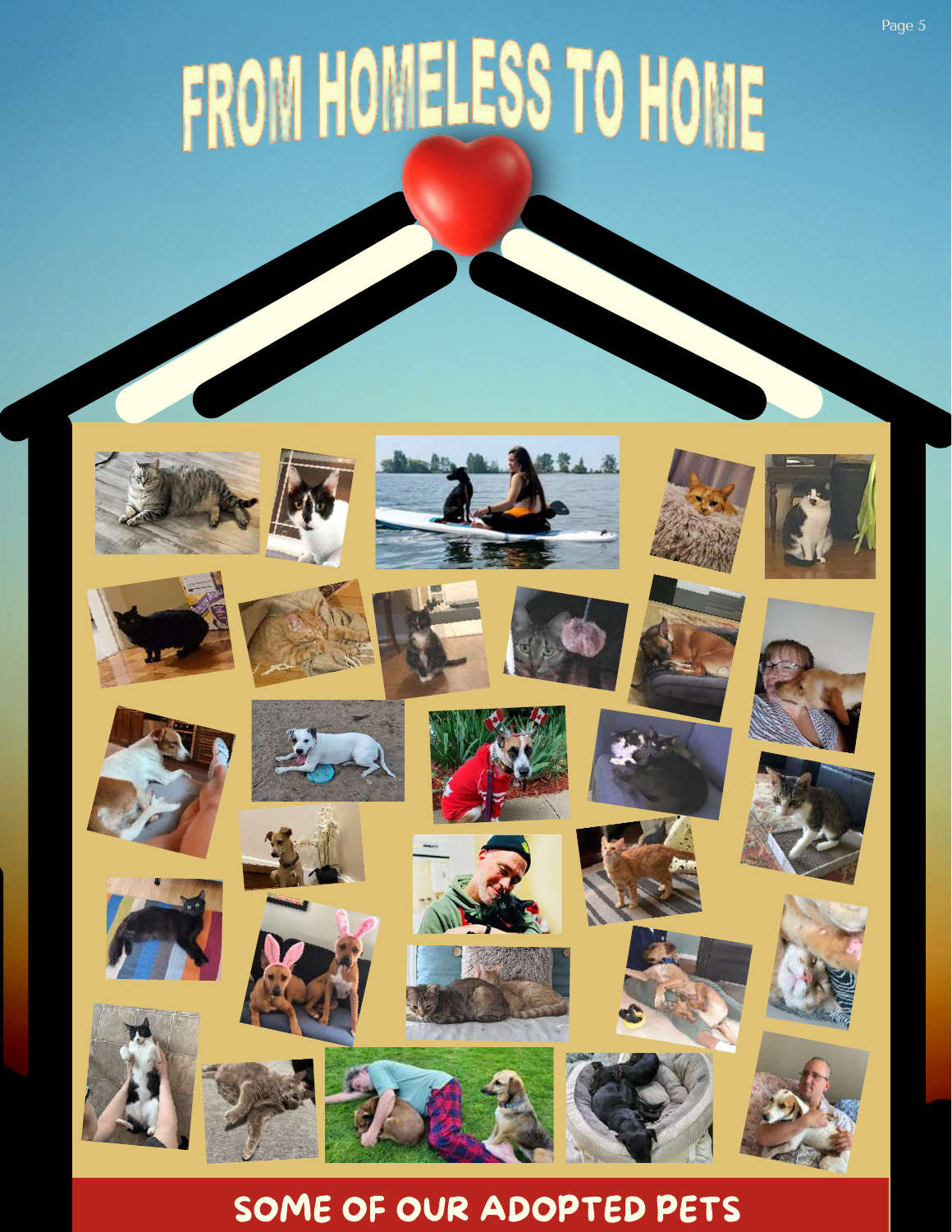# FROM HOMELESS TO HOME

## SOME OF OUR ADOPTED PETS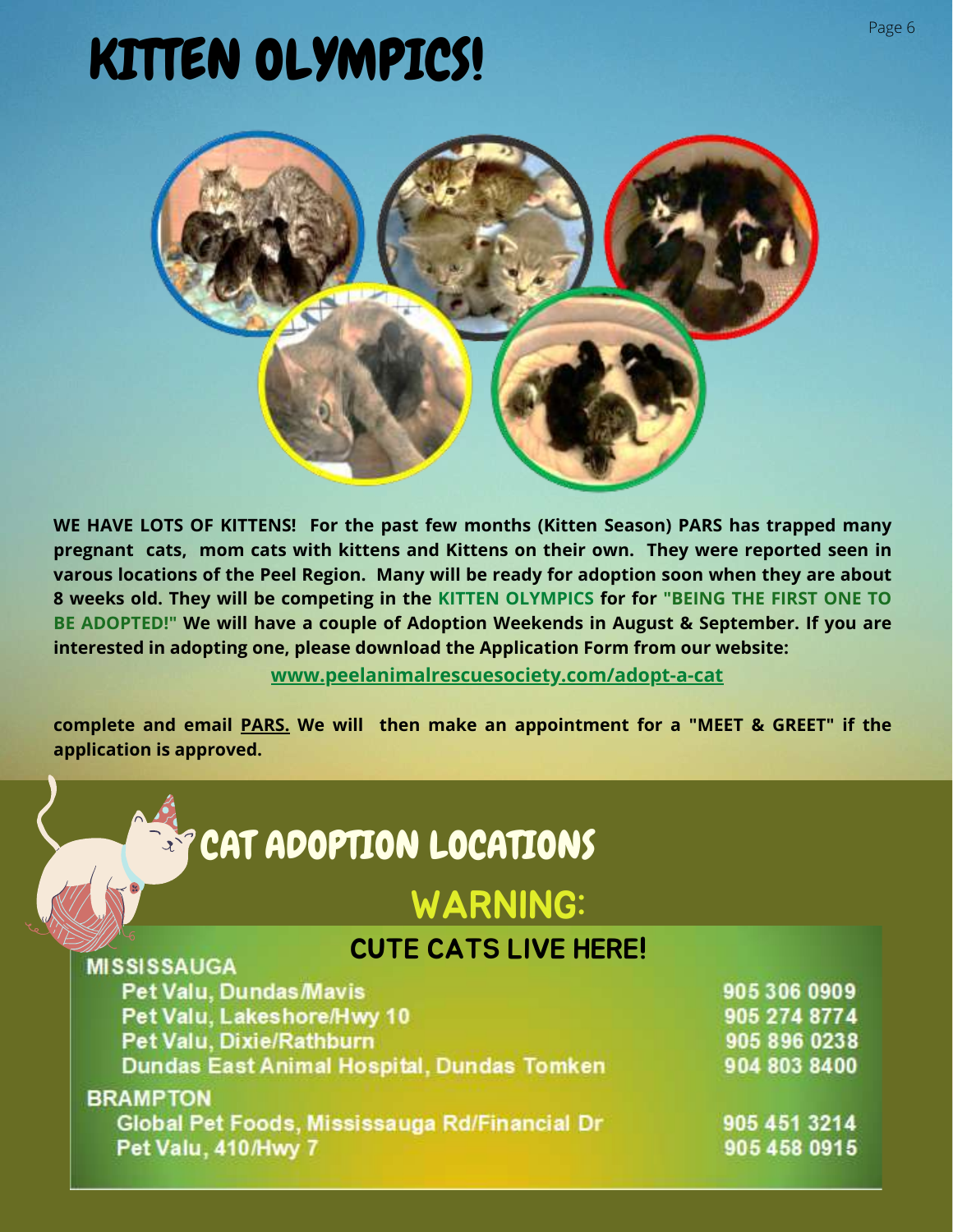# KITTEN OLYMPICS!

**WE HAVE LOTS OF KITTENS! For the past few months (Kitten Season) PARS has trapped many pregnant cats, mom cats with kittens and Kittens on their own. They were reported seen in varous locations of the Peel Region. Many will be ready for adoption soon when they are about 8 weeks old. They will be competing in the KITTEN OLYMPICS for for "BEING THE FIRST ONE TO BE ADOPTED!" We will have a couple of Adoption Weekends in August & September. If you are interested in adopting one, please download the Application Form from our website:**

**www.peelanimalrescuesociety.com/adopt-a-cat**

**complete and email PARS. We will then make an appointment for a "MEET & GREET" if the application is approved.**

## CAT ADOPTION LOCATIONS

### WARNING:

### CUTE CATS LIVE HERE!

**MISSISSAUGA**

| Location | Phone |
|---|---|
| Pet Valu, Dundas/Mavis | 905 306 0909 |
| Pet Valu, Lakeshore/Hwy 10 | 905 274 8774 |
| Pet Valu, Dixie/Rathburn | 905 896 0238 |
| Dundas East Animal Hospital, Dundas Tomken | 904 803 8400 |

**BRAMPTON**

| Location | Phone |
|---|---|
| Global Pet Foods, Mississauga Rd/Financial Dr | 905 451 3214 |
| Pet Valu, 410/Hwy 7 | 905 458 0915 |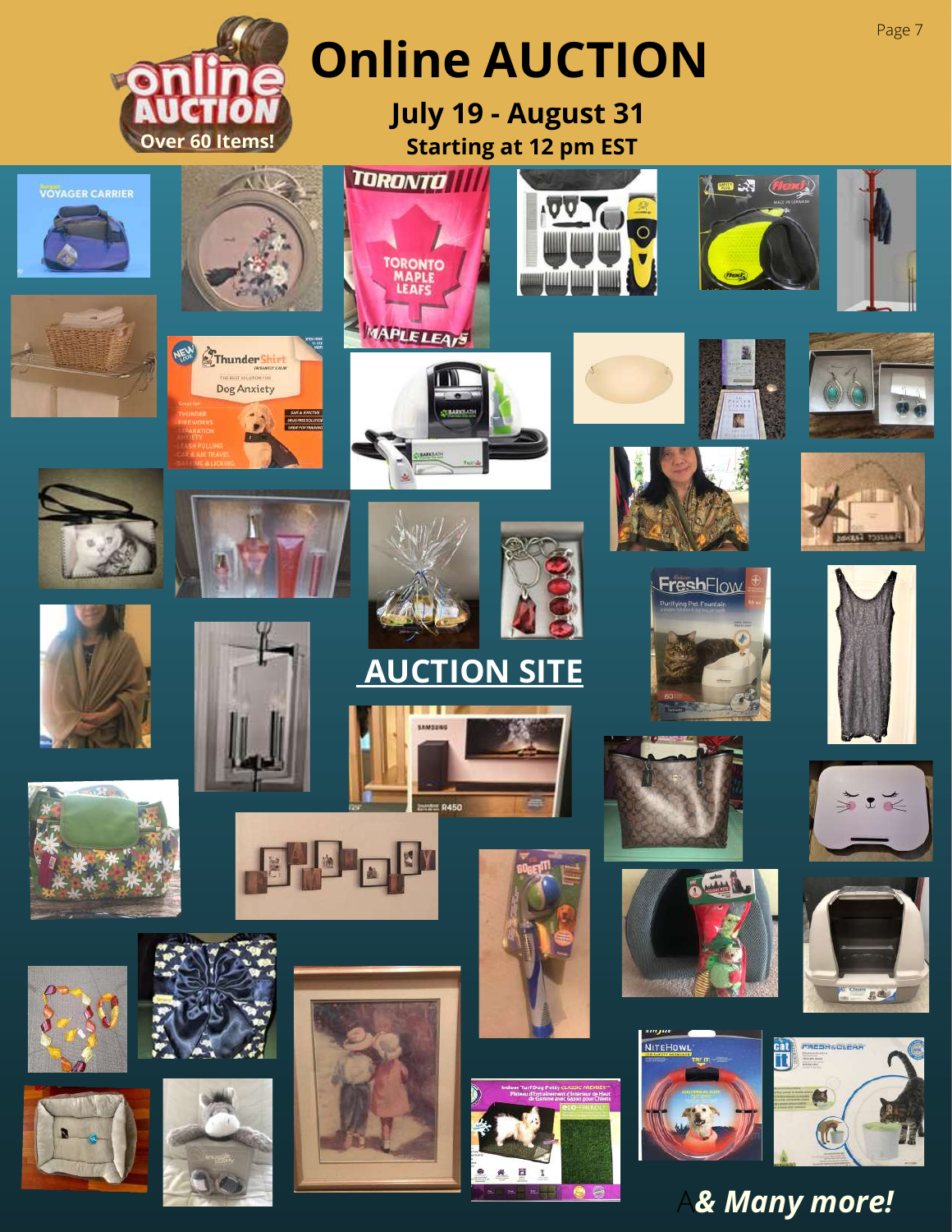# Online AUCTION

Over 60 Items!

**July 19 - August 31**

**Starting at 12 pm EST**

**AUCTION SITE**

***& Many more!***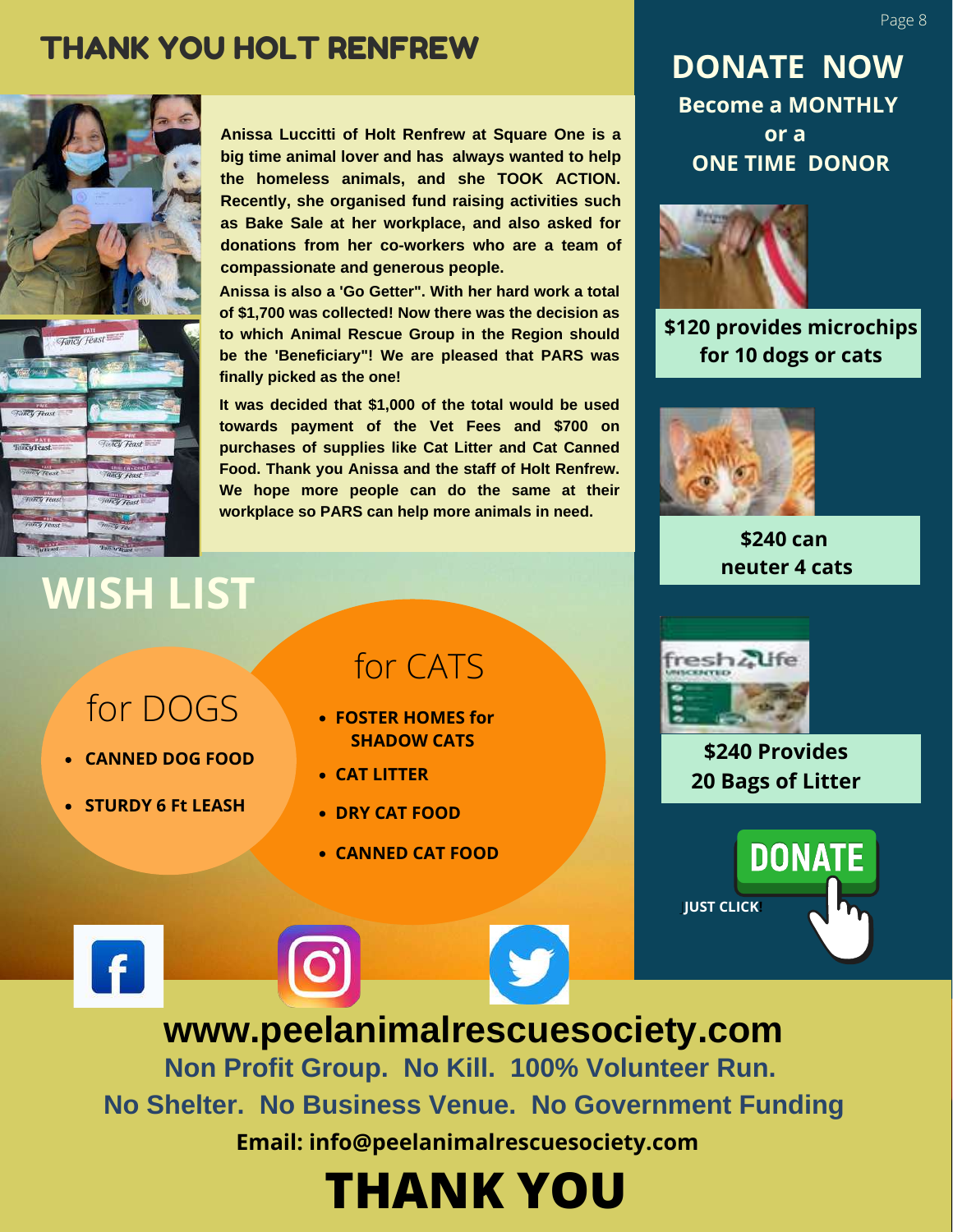## THANK YOU HOLT RENFREW

**Anissa Luccitti of Holt Renfrew at Square One is a big time animal lover and has always wanted to help the homeless animals, and she TOOK ACTION. Recently, she organised fund raising activities such as Bake Sale at her workplace, and also asked for donations from her co-workers who are a team of compassionate and generous people.**

**Anissa is also a 'Go Getter". With her hard work a total of $1,700 was collected! Now there was the decision as to which Animal Rescue Group in the Region should be the 'Beneficiary"! We are pleased that PARS was finally picked as the one!**

**It was decided that $1,000 of the total would be used towards payment of the Vet Fees and $700 on purchases of supplies like Cat Litter and Cat Canned Food. Thank you Anissa and the staff of Holt Renfrew. We hope more people can do the same at their workplace so PARS can help more animals in need.**

## WISH LIST

### for DOGS

- **CANNED DOG FOOD**
- **STURDY 6 Ft LEASH**

### for CATS

- **FOSTER HOMES for SHADOW CATS**
- **CAT LITTER**
- **DRY CAT FOOD**
- **CANNED CAT FOOD**

## DONATE NOW

**Become a MONTHLY or a ONE TIME DONOR**

**$120 provides microchips for 10 dogs or cats**

**$240 can neuter 4 cats**

**$240 Provides 20 Bags of Litter**

**DONATE**

**JUST CLICK!**

**www.peelanimalrescuesociety.com**

**Non Profit Group. No Kill. 100% Volunteer Run.**

**No Shelter. No Business Venue. No Government Funding**

**Email: info@peelanimalrescuesociety.com**

# THANK YOU